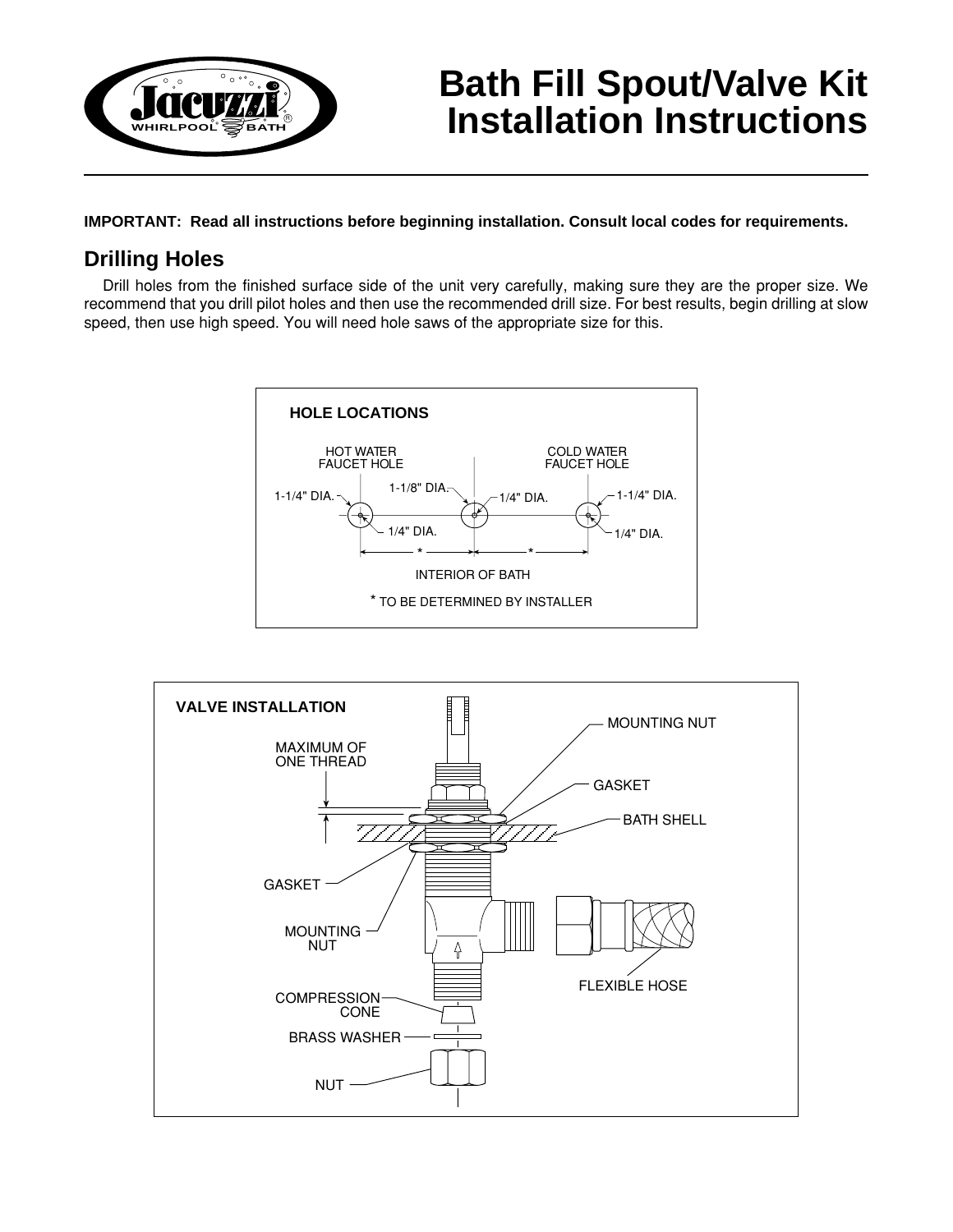# Bath Fill Spout/Valve Kit Installation Instructions

**IMPORTANT: Read all instructions before beginning installation. Consult local codes for requirements.**

## Drilling Holes

Drill holes from the finished surface side of the unit very carefully, making sure they are the proper size. We recommend that you drill pilot holes and then use the recommended drill size. For best results, begin drilling at slow speed, then use high speed. You will need hole saws of the appropriate size for this.

**HOLE LOCATIONS**

HOT WATER FAUCET HOLE

COLD WATER FAUCET HOLE

1-1/4" DIA.

1-1/8" DIA.

1/4" DIA.

1-1/4" DIA.

1/4" DIA.

1/4" DIA.

INTERIOR OF BATH

* TO BE DETERMINED BY INSTALLER

**VALVE INSTALLATION**

MOUNTING NUT

MAXIMUM OF ONE THREAD

GASKET

BATH SHELL

GASKET

MOUNTING NUT

FLEXIBLE HOSE

COMPRESSION CONE

BRASS WASHER

NUT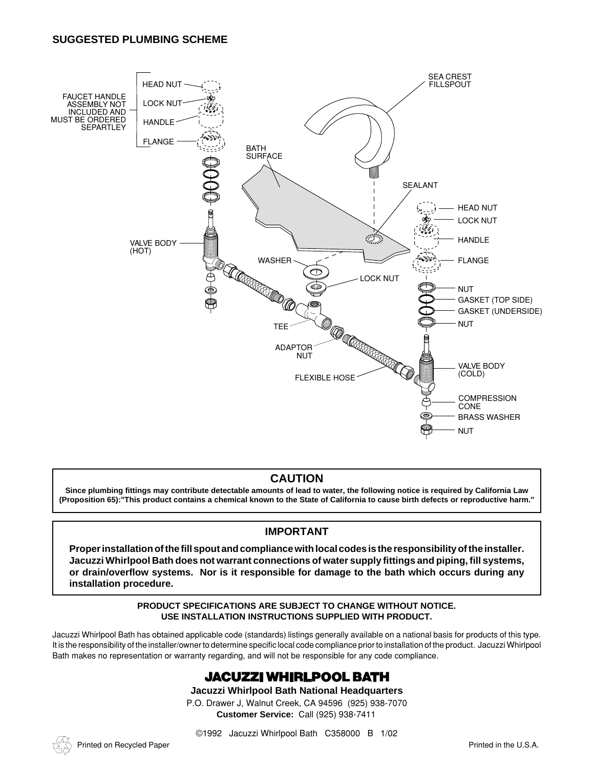## SUGGESTED PLUMBING SCHEME

FAUCET HANDLE ASSEMBLY NOT INCLUDED AND MUST BE ORDERED SEPARTLEY

HEAD NUT

LOCK NUT

HANDLE

FLANGE

SEA CREST FILLSPOUT

BATH SURFACE

SEALANT

HEAD NUT

LOCK NUT

HANDLE

FLANGE

VALVE BODY (HOT)

WASHER

LOCK NUT

NUT

GASKET (TOP SIDE)

GASKET (UNDERSIDE)

NUT

TEE

ADAPTOR NUT

FLEXIBLE HOSE

VALVE BODY (COLD)

COMPRESSION CONE

BRASS WASHER

NUT

### CAUTION

**Since plumbing fittings may contribute detectable amounts of lead to water, the following notice is required by California Law (Proposition 65):"This product contains a chemical known to the State of California to cause birth defects or reproductive harm."**

### IMPORTANT

**Proper installation of the fill spout and compliance with local codes is the responsibility of the installer. Jacuzzi Whirlpool Bath does not warrant connections of water supply fittings and piping, fill systems, or drain/overflow systems. Nor is it responsible for damage to the bath which occurs during any installation procedure.**

**PRODUCT SPECIFICATIONS ARE SUBJECT TO CHANGE WITHOUT NOTICE.**
**USE INSTALLATION INSTRUCTIONS SUPPLIED WITH PRODUCT.**

Jacuzzi Whirlpool Bath has obtained applicable code (standards) listings generally available on a national basis for products of this type. It is the responsibility of the installer/owner to determine specific local code compliance prior to installation of the product. Jacuzzi Whirlpool Bath makes no representation or warranty regarding, and will not be responsible for any code compliance.

**JACUZZI WHIRLPOOL BATH**

**Jacuzzi Whirlpool Bath National Headquarters**

P.O. Drawer J, Walnut Creek, CA 94596 (925) 938-7070

**Customer Service:** Call (925) 938-7411

©1992 Jacuzzi Whirlpool Bath C358000 B 1/02

Printed on Recycled Paper

Printed in the U.S.A.